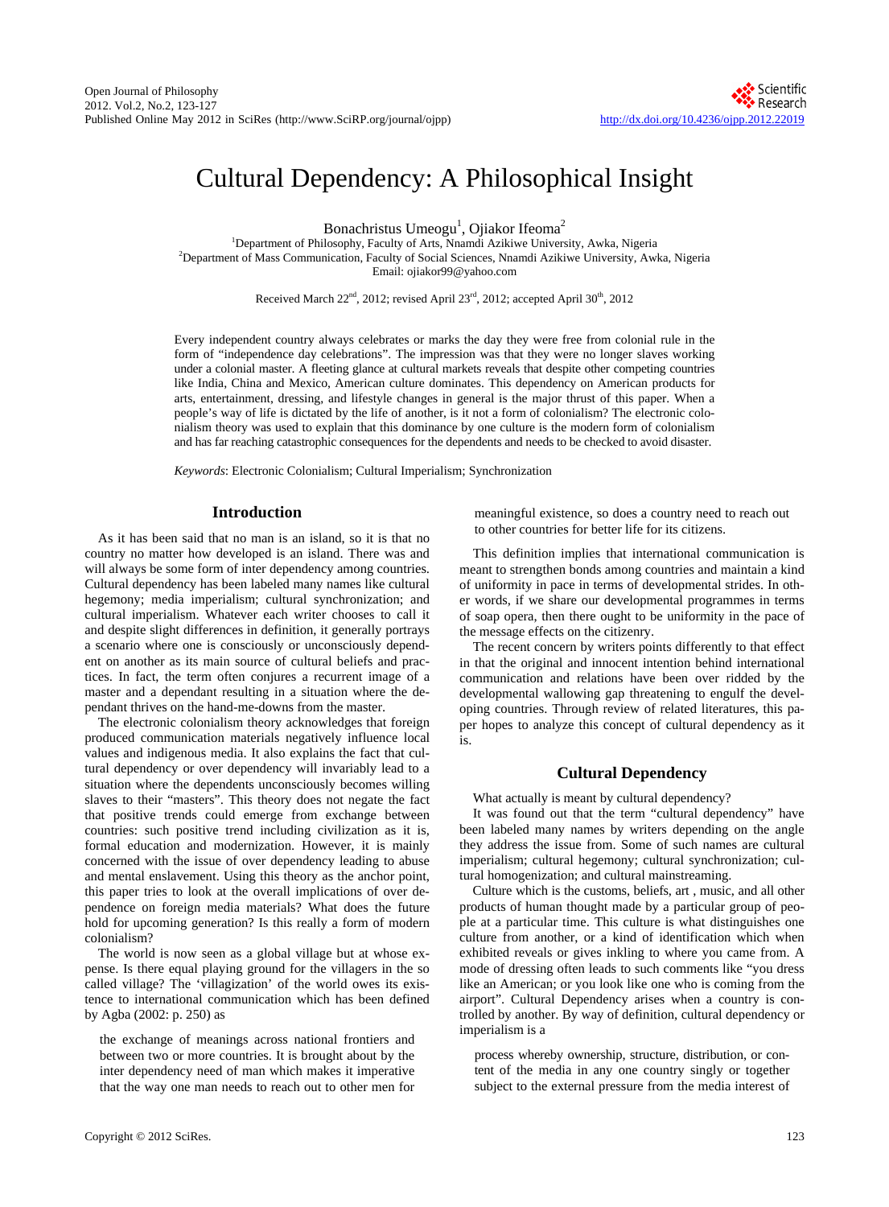// Cultural Dependency: A Philosophical Insight

Bonachristus Umeogu[1], Ojiakor Ifeoma[2]

[1]Department of Philosophy, Faculty of Arts, Nnamdi Azikiwe University, Awka, Nigeria
[2]Department of Mass Communication, Faculty of Social Sciences, Nnamdi Azikiwe University, Awka, Nigeria
Email: ojiakor99@yahoo.com

Received March 22nd, 2012; revised April 23rd, 2012; accepted April 30th, 2012

Every independent country always celebrates or marks the day they were free from colonial rule in the form of "independence day celebrations". The impression was that they were no longer slaves working under a colonial master. A fleeting glance at cultural markets reveals that despite other competing countries like India, China and Mexico, American culture dominates. This dependency on American products for arts, entertainment, dressing, and lifestyle changes in general is the major thrust of this paper. When a people's way of life is dictated by the life of another, is it not a form of colonialism? The electronic colonialism theory was used to explain that this dominance by one culture is the modern form of colonialism and has far reaching catastrophic consequences for the dependents and needs to be checked to avoid disaster.

*Keywords*: Electronic Colonialism; Cultural Imperialism; Synchronization

## Introduction

As it has been said that no man is an island, so it is that no country no matter how developed is an island. There was and will always be some form of inter dependency among countries. Cultural dependency has been labeled many names like cultural hegemony; media imperialism; cultural synchronization; and cultural imperialism. Whatever each writer chooses to call it and despite slight differences in definition, it generally portrays a scenario where one is consciously or unconsciously dependent on another as its main source of cultural beliefs and practices. In fact, the term often conjures a recurrent image of a master and a dependant resulting in a situation where the dependant thrives on the hand-me-downs from the master.

The electronic colonialism theory acknowledges that foreign produced communication materials negatively influence local values and indigenous media. It also explains the fact that cultural dependency or over dependency will invariably lead to a situation where the dependents unconsciously becomes willing slaves to their "masters". This theory does not negate the fact that positive trends could emerge from exchange between countries: such positive trend including civilization as it is, formal education and modernization. However, it is mainly concerned with the issue of over dependency leading to abuse and mental enslavement. Using this theory as the anchor point, this paper tries to look at the overall implications of over dependence on foreign media materials? What does the future hold for upcoming generation? Is this really a form of modern colonialism?

The world is now seen as a global village but at whose expense. Is there equal playing ground for the villagers in the so called village? The 'villagization' of the world owes its existence to international communication which has been defined by Agba (2002: p. 250) as

> the exchange of meanings across national frontiers and between two or more countries. It is brought about by the inter dependency need of man which makes it imperative that the way one man needs to reach out to other men for meaningful existence, so does a country need to reach out to other countries for better life for its citizens.

This definition implies that international communication is meant to strengthen bonds among countries and maintain a kind of uniformity in pace in terms of developmental strides. In other words, if we share our developmental programmes in terms of soap opera, then there ought to be uniformity in the pace of the message effects on the citizenry.

The recent concern by writers points differently to that effect in that the original and innocent intention behind international communication and relations have been over ridded by the developmental wallowing gap threatening to engulf the developing countries. Through review of related literatures, this paper hopes to analyze this concept of cultural dependency as it is.

## Cultural Dependency

What actually is meant by cultural dependency?

It was found out that the term "cultural dependency" have been labeled many names by writers depending on the angle they address the issue from. Some of such names are cultural imperialism; cultural hegemony; cultural synchronization; cultural homogenization; and cultural mainstreaming.

Culture which is the customs, beliefs, art , music, and all other products of human thought made by a particular group of people at a particular time. This culture is what distinguishes one culture from another, or a kind of identification which when exhibited reveals or gives inkling to where you came from. A mode of dressing often leads to such comments like "you dress like an American; or you look like one who is coming from the airport". Cultural Dependency arises when a country is controlled by another. By way of definition, cultural dependency or imperialism is a

> process whereby ownership, structure, distribution, or content of the media in any one country singly or together subject to the external pressure from the media interest of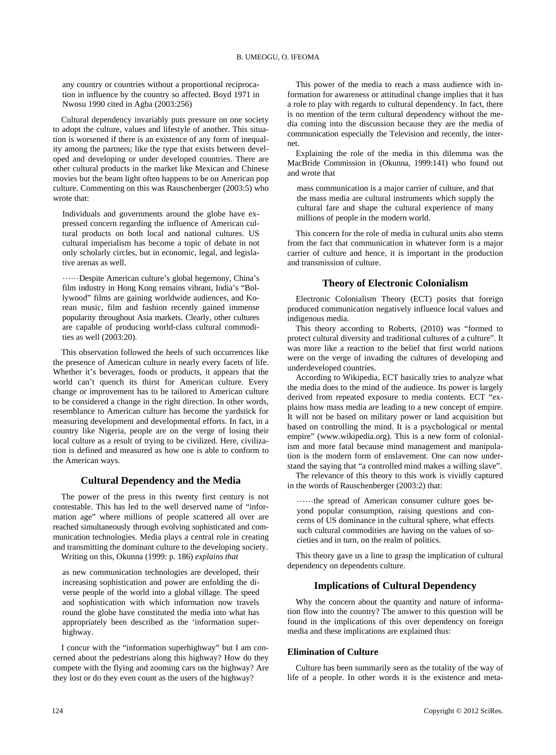> any country or countries without a proportional reciprocation in influence by the country so affected. Boyd 1971 in Nwosu 1990 cited in Agba (2003:256)

Cultural dependency invariably puts pressure on one society to adopt the culture, values and lifestyle of another. This situation is worsened if there is an existence of any form of inequality among the partners; like the type that exists between developed and developing or under developed countries. There are other cultural products in the market like Mexican and Chinese movies but the beam light often happens to be on American pop culture. Commenting on this was Rauschenberger (2003:5) who wrote that:

> Individuals and governments around the globe have expressed concern regarding the influence of American cultural products on both local and national cultures. US cultural imperialism has become a topic of debate in not only scholarly circles, but in economic, legal, and legislative arenas as well.
>
> ……Despite American culture's global hegemony, China's film industry in Hong Kong remains vibrant, India's "Bollywood" films are gaining worldwide audiences, and Korean music, film and fashion recently gained immense popularity throughout Asia markets. Clearly, other cultures are capable of producing world-class cultural commodities as well (2003:20).

This observation followed the heels of such occurrences like the presence of American culture in nearly every facets of life. Whether it's beverages, foods or products, it appears that the world can't quench its thirst for American culture. Every change or improvement has to be tailored to American culture to be considered a change in the right direction. In other words, resemblance to American culture has become the yardstick for measuring development and developmental efforts. In fact, in a country like Nigeria, people are on the verge of losing their local culture as a result of trying to be civilized. Here, civilization is defined and measured as how one is able to conform to the American ways.

## Cultural Dependency and the Media

The power of the press in this twenty first century is not contestable. This has led to the well deserved name of "information age" where millions of people scattered all over are reached simultaneously through evolving sophisticated and communication technologies. Media plays a central role in creating and transmitting the dominant culture to the developing society.

Writing on this, Okunna (1999: p. 186) *explains that*

> as new communication technologies are developed, their increasing sophistication and power are enfolding the diverse people of the world into a global village. The speed and sophistication with which information now travels round the globe have constituted the media into what has appropriately been described as the 'information superhighway.

I concur with the "information superhighway" but I am concerned about the pedestrians along this highway? How do they compete with the flying and zooming cars on the highway? Are they lost or do they even count as the users of the highway?

This power of the media to reach a mass audience with information for awareness or attitudinal change implies that it has a role to play with regards to cultural dependency. In fact, there is no mention of the term cultural dependency without the media coming into the discussion because they are the media of communication especially the Television and recently, the internet.

Explaining the role of the media in this dilemma was the MacBride Commission in (Okunna, 1999:141) who found out and wrote that

> mass communication is a major carrier of culture, and that the mass media are cultural instruments which supply the cultural fare and shape the cultural experience of many millions of people in the modern world.

This concern for the role of media in cultural units also stems from the fact that communication in whatever form is a major carrier of culture and hence, it is important in the production and transmission of culture.

## Theory of Electronic Colonialism

Electronic Colonialism Theory (ECT) posits that foreign produced communication negatively influence local values and indigenous media.

This theory according to Roberts, (2010) was "formed to protect cultural diversity and traditional cultures of a culture". It was more like a reaction to the belief that first world nations were on the verge of invading the cultures of developing and underdeveloped countries.

According to Wikipedia, ECT basically tries to analyze what the media does to the mind of the audience. Its power is largely derived from repeated exposure to media contents. ECT "explains how mass media are leading to a new concept of empire. It will not be based on military power or land acquisition but based on controlling the mind. It is a psychological or mental empire" (www.wikipedia.org). This is a new form of colonialism and more fatal because mind management and manipulation is the modern form of enslavement. One can now understand the saying that "a controlled mind makes a willing slave".

The relevance of this theory to this work is vividly captured in the words of Rauschenberger (2003:2) that:

> ……the spread of American consumer culture goes beyond popular consumption, raising questions and concerns of US dominance in the cultural sphere, what effects such cultural commodities are having on the values of societies and in turn, on the realm of politics.

This theory gave us a line to grasp the implication of cultural dependency on dependents culture.

## Implications of Cultural Dependency

Why the concern about the quantity and nature of information flow into the country? The answer to this question will be found in the implications of this over dependency on foreign media and these implications are explained thus:

### Elimination of Culture

Culture has been summarily seen as the totality of the way of life of a people. In other words it is the existence and meta-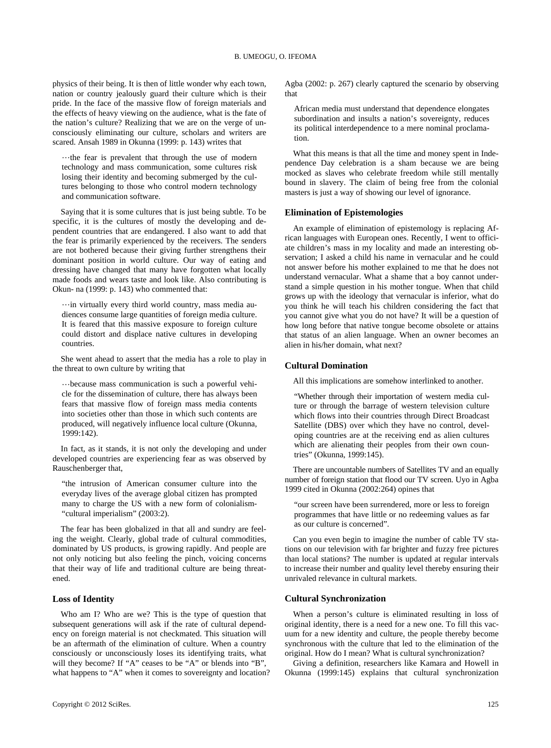physics of their being. It is then of little wonder why each town, nation or country jealously guard their culture which is their pride. In the face of the massive flow of foreign materials and the effects of heavy viewing on the audience, what is the fate of the nation's culture? Realizing that we are on the verge of unconsciously eliminating our culture, scholars and writers are scared. Ansah 1989 in Okunna (1999: p. 143) writes that

> …the fear is prevalent that through the use of modern technology and mass communication, some cultures risk losing their identity and becoming submerged by the cultures belonging to those who control modern technology and communication software.

Saying that it is some cultures that is just being subtle. To be specific, it is the cultures of mostly the developing and dependent countries that are endangered. I also want to add that the fear is primarily experienced by the receivers. The senders are not bothered because their giving further strengthens their dominant position in world culture. Our way of eating and dressing have changed that many have forgotten what locally made foods and wears taste and look like. Also contributing is Okun- na (1999: p. 143) who commented that:

> …in virtually every third world country, mass media audiences consume large quantities of foreign media culture. It is feared that this massive exposure to foreign culture could distort and displace native cultures in developing countries.

She went ahead to assert that the media has a role to play in the threat to own culture by writing that

> …because mass communication is such a powerful vehicle for the dissemination of culture, there has always been fears that massive flow of foreign mass media contents into societies other than those in which such contents are produced, will negatively influence local culture (Okunna, 1999:142).

In fact, as it stands, it is not only the developing and under developed countries are experiencing fear as was observed by Rauschenberger that,

> "the intrusion of American consumer culture into the everyday lives of the average global citizen has prompted many to charge the US with a new form of colonialism- "cultural imperialism" (2003:2).

The fear has been globalized in that all and sundry are feeling the weight. Clearly, global trade of cultural commodities, dominated by US products, is growing rapidly. And people are not only noticing but also feeling the pinch, voicing concerns that their way of life and traditional culture are being threatened.

### Loss of Identity

Who am I? Who are we? This is the type of question that subsequent generations will ask if the rate of cultural dependency on foreign material is not checkmated. This situation will be an aftermath of the elimination of culture. When a country consciously or unconsciously loses its identifying traits, what will they become? If "A" ceases to be "A" or blends into "B", what happens to "A" when it comes to sovereignty and location? Agba (2002: p. 267) clearly captured the scenario by observing that

> African media must understand that dependence elongates subordination and insults a nation's sovereignty, reduces its political interdependence to a mere nominal proclamation.

What this means is that all the time and money spent in Independence Day celebration is a sham because we are being mocked as slaves who celebrate freedom while still mentally bound in slavery. The claim of being free from the colonial masters is just a way of showing our level of ignorance.

### Elimination of Epistemologies

An example of elimination of epistemology is replacing African languages with European ones. Recently, I went to officiate children's mass in my locality and made an interesting observation; I asked a child his name in vernacular and he could not answer before his mother explained to me that he does not understand vernacular. What a shame that a boy cannot understand a simple question in his mother tongue. When that child grows up with the ideology that vernacular is inferior, what do you think he will teach his children considering the fact that you cannot give what you do not have? It will be a question of how long before that native tongue become obsolete or attains that status of an alien language. When an owner becomes an alien in his/her domain, what next?

### Cultural Domination

All this implications are somehow interlinked to another.

> "Whether through their importation of western media culture or through the barrage of western television culture which flows into their countries through Direct Broadcast Satellite (DBS) over which they have no control, developing countries are at the receiving end as alien cultures which are alienating their peoples from their own countries" (Okunna, 1999:145).

There are uncountable numbers of Satellites TV and an equally number of foreign station that flood our TV screen. Uyo in Agba 1999 cited in Okunna (2002:264) opines that

> "our screen have been surrendered, more or less to foreign programmes that have little or no redeeming values as far as our culture is concerned".

Can you even begin to imagine the number of cable TV stations on our television with far brighter and fuzzy free pictures than local stations? The number is updated at regular intervals to increase their number and quality level thereby ensuring their unrivaled relevance in cultural markets.

### Cultural Synchronization

When a person's culture is eliminated resulting in loss of original identity, there is a need for a new one. To fill this vacuum for a new identity and culture, the people thereby become synchronous with the culture that led to the elimination of the original. How do I mean? What is cultural synchronization?

Giving a definition, researchers like Kamara and Howell in Okunna (1999:145) explains that cultural synchronization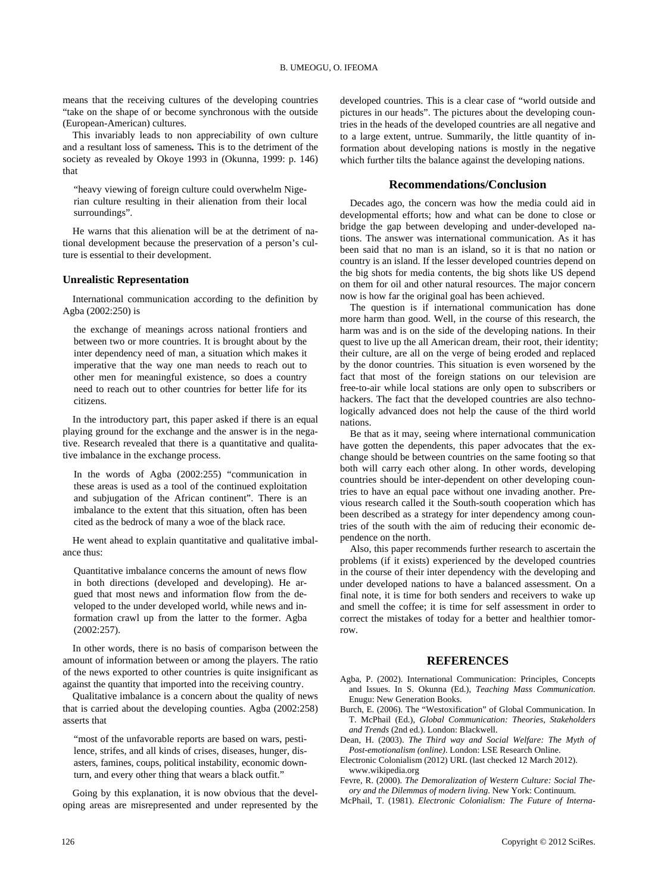means that the receiving cultures of the developing countries "take on the shape of or become synchronous with the outside (European-American) cultures.

This invariably leads to non appreciability of own culture and a resultant loss of sameness**.** This is to the detriment of the society as revealed by Okoye 1993 in (Okunna, 1999: p. 146) that

> "heavy viewing of foreign culture could overwhelm Nigerian culture resulting in their alienation from their local surroundings".

He warns that this alienation will be at the detriment of national development because the preservation of a person's culture is essential to their development.

### Unrealistic Representation

International communication according to the definition by Agba (2002:250) is

> the exchange of meanings across national frontiers and between two or more countries. It is brought about by the inter dependency need of man, a situation which makes it imperative that the way one man needs to reach out to other men for meaningful existence, so does a country need to reach out to other countries for better life for its citizens.

In the introductory part, this paper asked if there is an equal playing ground for the exchange and the answer is in the negative. Research revealed that there is a quantitative and qualitative imbalance in the exchange process.

> In the words of Agba (2002:255) "communication in these areas is used as a tool of the continued exploitation and subjugation of the African continent". There is an imbalance to the extent that this situation, often has been cited as the bedrock of many a woe of the black race.

He went ahead to explain quantitative and qualitative imbalance thus:

> Quantitative imbalance concerns the amount of news flow in both directions (developed and developing). He argued that most news and information flow from the developed to the under developed world, while news and information crawl up from the latter to the former. Agba (2002:257).

In other words, there is no basis of comparison between the amount of information between or among the players. The ratio of the news exported to other countries is quite insignificant as against the quantity that imported into the receiving country.

Qualitative imbalance is a concern about the quality of news that is carried about the developing counties. Agba (2002:258) asserts that

> "most of the unfavorable reports are based on wars, pestilence, strifes, and all kinds of crises, diseases, hunger, disasters, famines, coups, political instability, economic downturn, and every other thing that wears a black outfit."

Going by this explanation, it is now obvious that the developing areas are misrepresented and under represented by the developed countries. This is a clear case of "world outside and pictures in our heads". The pictures about the developing countries in the heads of the developed countries are all negative and to a large extent, untrue. Summarily, the little quantity of information about developing nations is mostly in the negative which further tilts the balance against the developing nations.

## Recommendations/Conclusion

Decades ago, the concern was how the media could aid in developmental efforts; how and what can be done to close or bridge the gap between developing and under-developed nations. The answer was international communication. As it has been said that no man is an island, so it is that no nation or country is an island. If the lesser developed countries depend on the big shots for media contents, the big shots like US depend on them for oil and other natural resources. The major concern now is how far the original goal has been achieved.

The question is if international communication has done more harm than good. Well, in the course of this research, the harm was and is on the side of the developing nations. In their quest to live up the all American dream, their root, their identity; their culture, are all on the verge of being eroded and replaced by the donor countries. This situation is even worsened by the fact that most of the foreign stations on our television are free-to-air while local stations are only open to subscribers or hackers. The fact that the developed countries are also technologically advanced does not help the cause of the third world nations.

Be that as it may, seeing where international communication have gotten the dependents, this paper advocates that the exchange should be between countries on the same footing so that both will carry each other along. In other words, developing countries should be inter-dependent on other developing countries to have an equal pace without one invading another. Previous research called it the South-south cooperation which has been described as a strategy for inter dependency among countries of the south with the aim of reducing their economic dependence on the north.

Also, this paper recommends further research to ascertain the problems (if it exists) experienced by the developed countries in the course of their inter dependency with the developing and under developed nations to have a balanced assessment. On a final note, it is time for both senders and receivers to wake up and smell the coffee; it is time for self assessment in order to correct the mistakes of today for a better and healthier tomorrow.

## REFERENCES

Agba, P. (2002). International Communication: Principles, Concepts and Issues. In S. Okunna (Ed.), *Teaching Mass Communication*. Enugu: New Generation Books.

Burch, E. (2006). The "Westoxification" of Global Communication. In T. McPhail (Ed.), *Global Communication: Theories, Stakeholders and Trends* (2nd ed.). London: Blackwell.

Dean, H. (2003). *The Third way and Social Welfare: The Myth of Post-emotionalism (online)*. London: LSE Research Online.

Electronic Colonialism (2012) URL (last checked 12 March 2012). www.wikipedia.org

Fevre, R. (2000). *The Demoralization of Western Culture: Social Theory and the Dilemmas of modern living*. New York: Continuum.

McPhail, T. (1981). *Electronic Colonialism: The Future of Interna-*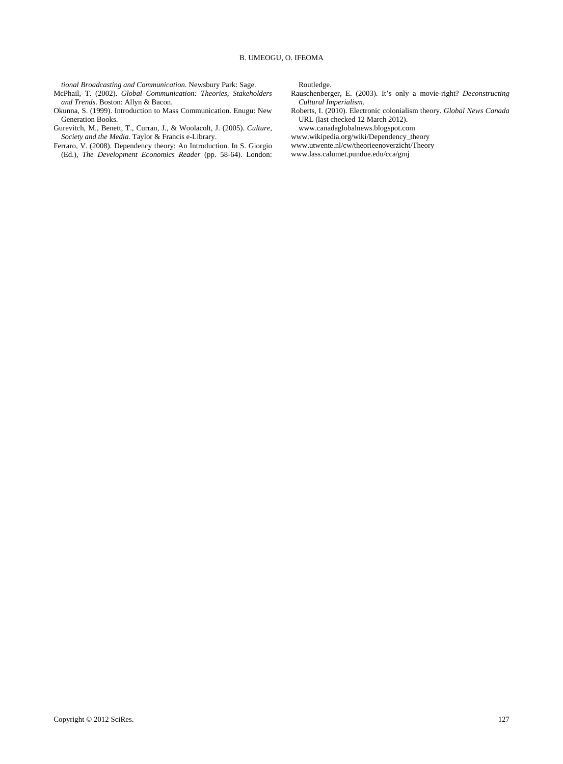*tional Broadcasting and Communication*. Newsbury Park: Sage.

McPhail, T. (2002). *Global Communication: Theories, Stakeholders and Trends*. Boston: Allyn & Bacon.

Okunna, S. (1999). Introduction to Mass Communication. Enugu: New Generation Books.

Gurevitch, M., Benett, T., Curran, J., & Woolacolt, J. (2005). *Culture, Society and the Media*. Taylor & Francis e-Library.

Ferraro, V. (2008). Dependency theory: An Introduction. In S. Giorgio (Ed.), *The Development Economics Reader* (pp. 58-64). London: Routledge.

Rauschenberger, E. (2003). It's only a movie-right? *Deconstructing Cultural Imperialism*.

Roberts, I. (2010). Electronic colonialism theory. *Global News Canada* URL (last checked 12 March 2012). www.canadaglobalnews.blogspot.com

www.wikipedia.org/wiki/Dependency_theory

www.utwente.nl/cw/theorieenoverzicht/Theory

www.lass.calumet.pundue.edu/cca/gmj